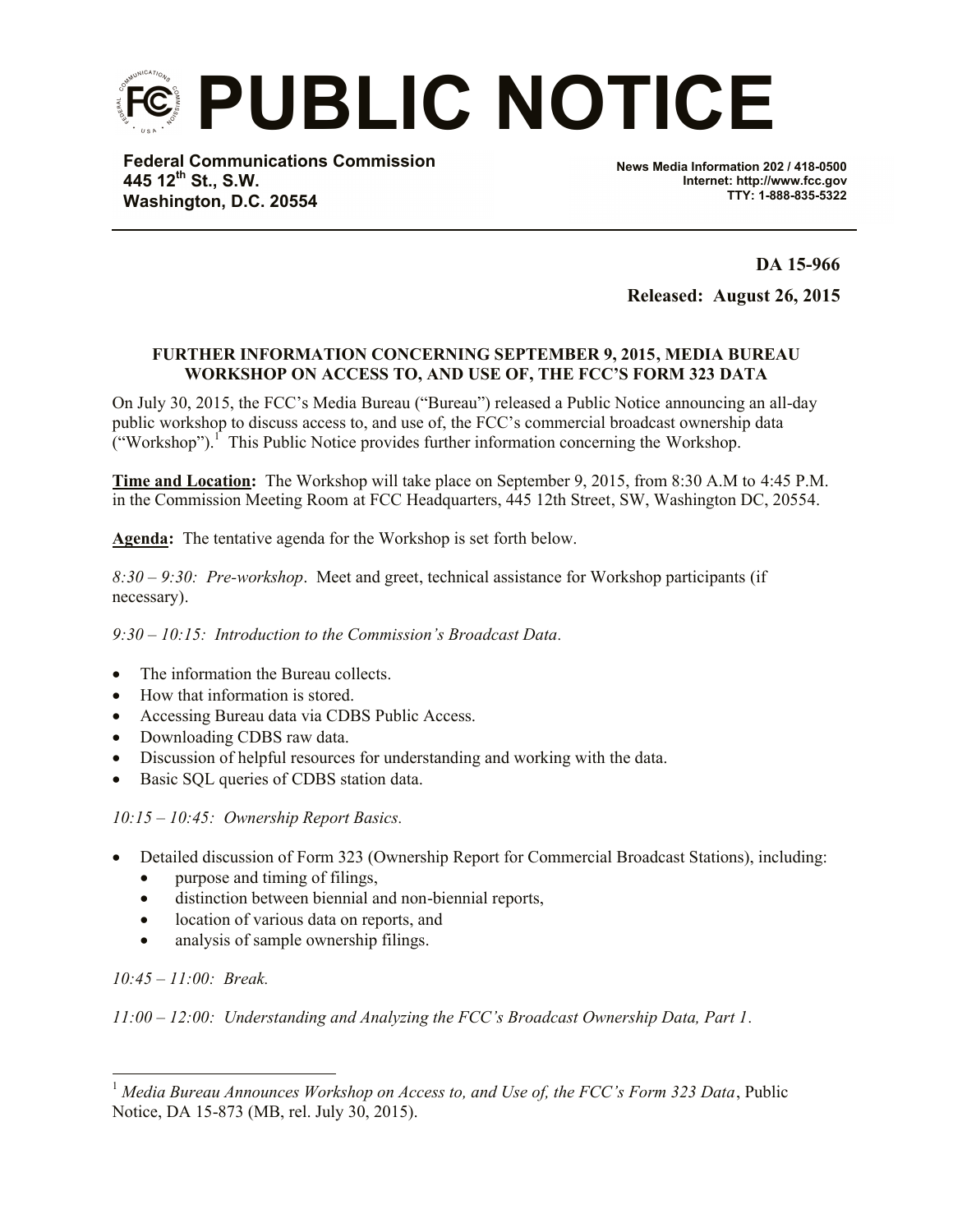# PUBLIC NOTICE

**Federal Communications Commission**
**445 12th St., S.W.**
**Washington, D.C. 20554**

**News Media Information 202 / 418-0500**
**Internet: http://www.fcc.gov**
**TTY: 1-888-835-5322**

**DA 15-966**

**Released: August 26, 2015**

**FURTHER INFORMATION CONCERNING SEPTEMBER 9, 2015, MEDIA BUREAU WORKSHOP ON ACCESS TO, AND USE OF, THE FCC'S FORM 323 DATA**

On July 30, 2015, the FCC's Media Bureau ("Bureau") released a Public Notice announcing an all-day public workshop to discuss access to, and use of, the FCC's commercial broadcast ownership data ("Workshop").[1] This Public Notice provides further information concerning the Workshop.

**Time and Location:** The Workshop will take place on September 9, 2015, from 8:30 A.M to 4:45 P.M. in the Commission Meeting Room at FCC Headquarters, 445 12th Street, SW, Washington DC, 20554.

**Agenda:** The tentative agenda for the Workshop is set forth below.

*8:30 – 9:30: Pre-workshop*. Meet and greet, technical assistance for Workshop participants (if necessary).

*9:30 – 10:15: Introduction to the Commission's Broadcast Data.*

- The information the Bureau collects.
- How that information is stored.
- Accessing Bureau data via CDBS Public Access.
- Downloading CDBS raw data.
- Discussion of helpful resources for understanding and working with the data.
- Basic SQL queries of CDBS station data.

*10:15 – 10:45: Ownership Report Basics.*

- Detailed discussion of Form 323 (Ownership Report for Commercial Broadcast Stations), including:
  - purpose and timing of filings,
  - distinction between biennial and non-biennial reports,
  - location of various data on reports, and
  - analysis of sample ownership filings.

*10:45 – 11:00: Break.*

*11:00 – 12:00: Understanding and Analyzing the FCC's Broadcast Ownership Data, Part 1.*

---

[1] *Media Bureau Announces Workshop on Access to, and Use of, the FCC's Form 323 Data*, Public Notice, DA 15-873 (MB, rel. July 30, 2015).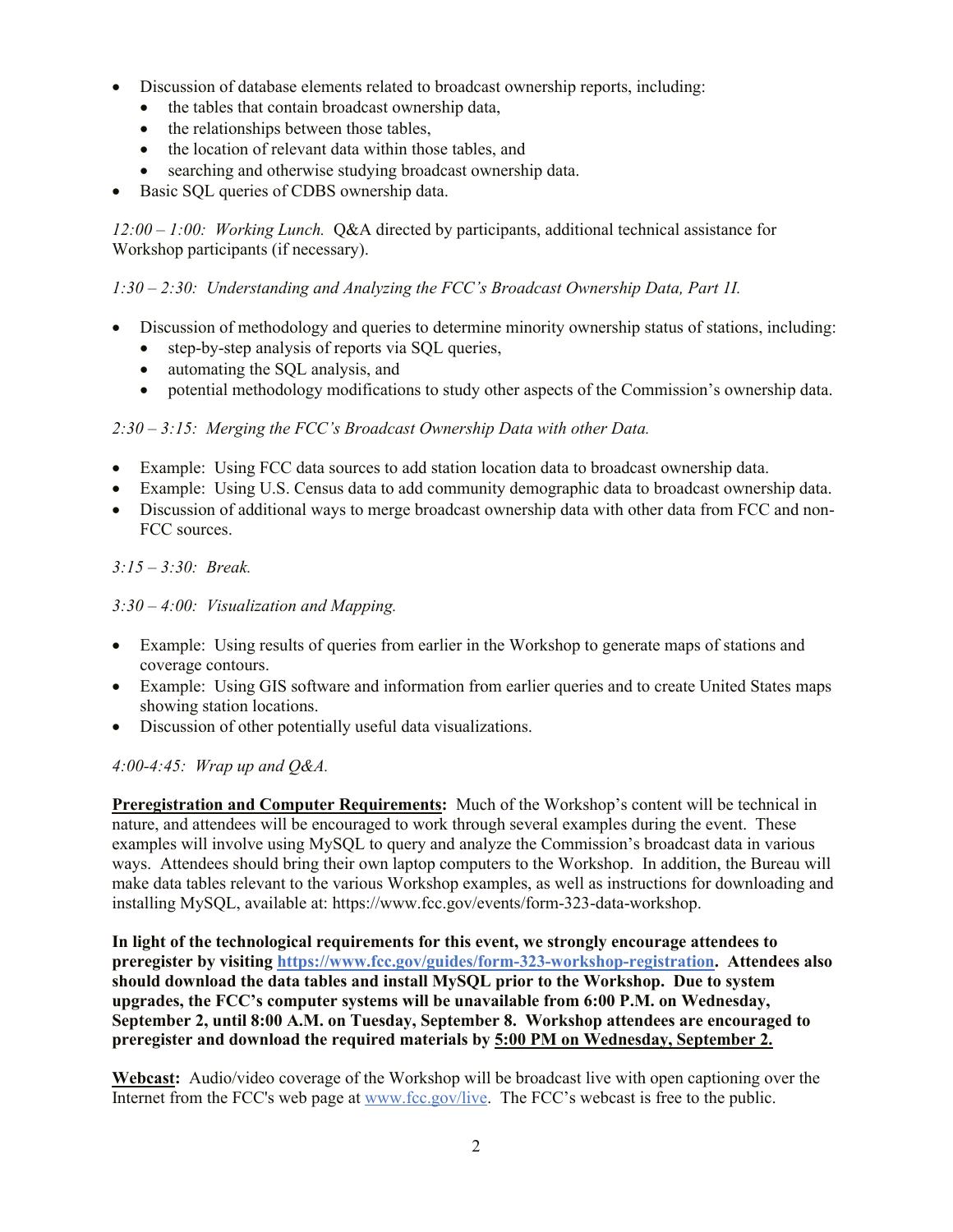- Discussion of database elements related to broadcast ownership reports, including:
  - the tables that contain broadcast ownership data,
  - the relationships between those tables,
  - the location of relevant data within those tables, and
  - searching and otherwise studying broadcast ownership data.
- Basic SQL queries of CDBS ownership data.

*12:00 – 1:00: Working Lunch.* Q&A directed by participants, additional technical assistance for Workshop participants (if necessary).

*1:30 – 2:30: Understanding and Analyzing the FCC's Broadcast Ownership Data, Part II.*

- Discussion of methodology and queries to determine minority ownership status of stations, including:
  - step-by-step analysis of reports via SQL queries,
  - automating the SQL analysis, and
  - potential methodology modifications to study other aspects of the Commission's ownership data.

*2:30 – 3:15: Merging the FCC's Broadcast Ownership Data with other Data.*

- Example: Using FCC data sources to add station location data to broadcast ownership data.
- Example: Using U.S. Census data to add community demographic data to broadcast ownership data.
- Discussion of additional ways to merge broadcast ownership data with other data from FCC and non-FCC sources.

*3:15 – 3:30: Break.*

*3:30 – 4:00: Visualization and Mapping.*

- Example: Using results of queries from earlier in the Workshop to generate maps of stations and coverage contours.
- Example: Using GIS software and information from earlier queries and to create United States maps showing station locations.
- Discussion of other potentially useful data visualizations.

*4:00-4:45: Wrap up and Q&A.*

**Preregistration and Computer Requirements:** Much of the Workshop's content will be technical in nature, and attendees will be encouraged to work through several examples during the event. These examples will involve using MySQL to query and analyze the Commission's broadcast data in various ways. Attendees should bring their own laptop computers to the Workshop. In addition, the Bureau will make data tables relevant to the various Workshop examples, as well as instructions for downloading and installing MySQL, available at: https://www.fcc.gov/events/form-323-data-workshop.

**In light of the technological requirements for this event, we strongly encourage attendees to preregister by visiting https://www.fcc.gov/guides/form-323-workshop-registration. Attendees also should download the data tables and install MySQL prior to the Workshop. Due to system upgrades, the FCC's computer systems will be unavailable from 6:00 P.M. on Wednesday, September 2, until 8:00 A.M. on Tuesday, September 8. Workshop attendees are encouraged to preregister and download the required materials by 5:00 PM on Wednesday, September 2.**

**Webcast:** Audio/video coverage of the Workshop will be broadcast live with open captioning over the Internet from the FCC's web page at www.fcc.gov/live. The FCC's webcast is free to the public.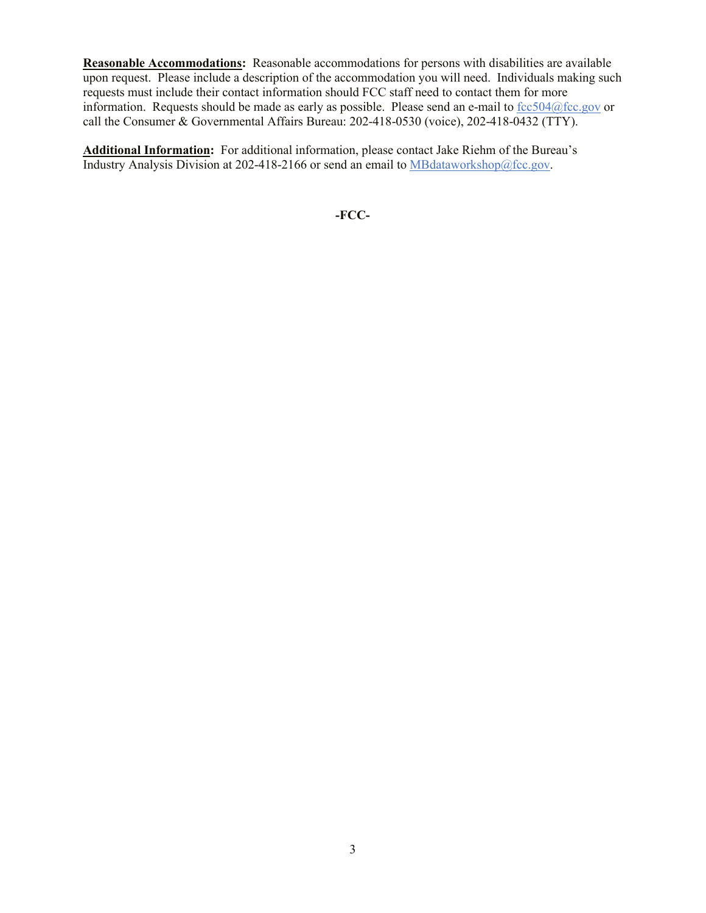**Reasonable Accommodations:** Reasonable accommodations for persons with disabilities are available upon request. Please include a description of the accommodation you will need. Individuals making such requests must include their contact information should FCC staff need to contact them for more information. Requests should be made as early as possible. Please send an e-mail to fcc504@fcc.gov or call the Consumer & Governmental Affairs Bureau: 202-418-0530 (voice), 202-418-0432 (TTY).

**Additional Information:** For additional information, please contact Jake Riehm of the Bureau's Industry Analysis Division at 202-418-2166 or send an email to MBdataworkshop@fcc.gov.

**-FCC-**